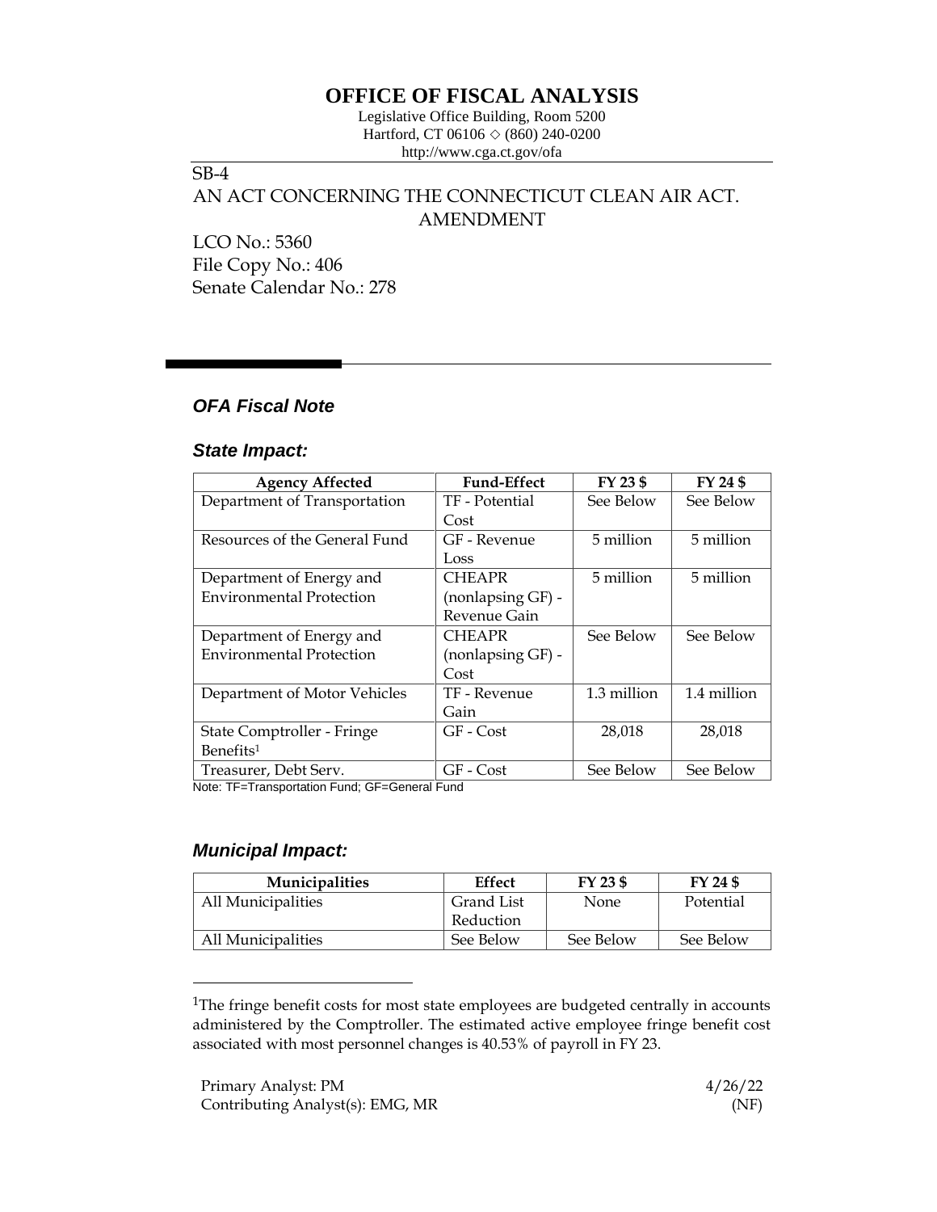# OFFICE OF FISCAL ANALYSIS

Legislative Office Building, Room 5200
Hartford, CT 06106 ◇ (860) 240-0200
http://www.cga.ct.gov/ofa

SB-4
AN ACT CONCERNING THE CONNECTICUT CLEAN AIR ACT.
AMENDMENT

LCO No.: 5360
File Copy No.: 406
Senate Calendar No.: 278

## *OFA Fiscal Note*

### *State Impact:*

| Agency Affected | Fund-Effect | FY 23 $ | FY 24 $ |
|---|---|---|---|
| Department of Transportation | TF - Potential Cost | See Below | See Below |
| Resources of the General Fund | GF - Revenue Loss | 5 million | 5 million |
| Department of Energy and Environmental Protection | CHEAPR (nonlapsing GF) - Revenue Gain | 5 million | 5 million |
| Department of Energy and Environmental Protection | CHEAPR (nonlapsing GF) - Cost | See Below | See Below |
| Department of Motor Vehicles | TF - Revenue Gain | 1.3 million | 1.4 million |
| State Comptroller - Fringe Benefits[1] | GF - Cost | 28,018 | 28,018 |
| Treasurer, Debt Serv. | GF - Cost | See Below | See Below |

Note: TF=Transportation Fund; GF=General Fund

### *Municipal Impact:*

| Municipalities | Effect | FY 23 $ | FY 24 $ |
|---|---|---|---|
| All Municipalities | Grand List Reduction | None | Potential |
| All Municipalities | See Below | See Below | See Below |

[1]The fringe benefit costs for most state employees are budgeted centrally in accounts administered by the Comptroller. The estimated active employee fringe benefit cost associated with most personnel changes is 40.53% of payroll in FY 23.

Primary Analyst: PM
Contributing Analyst(s): EMG, MR

4/26/22
(NF)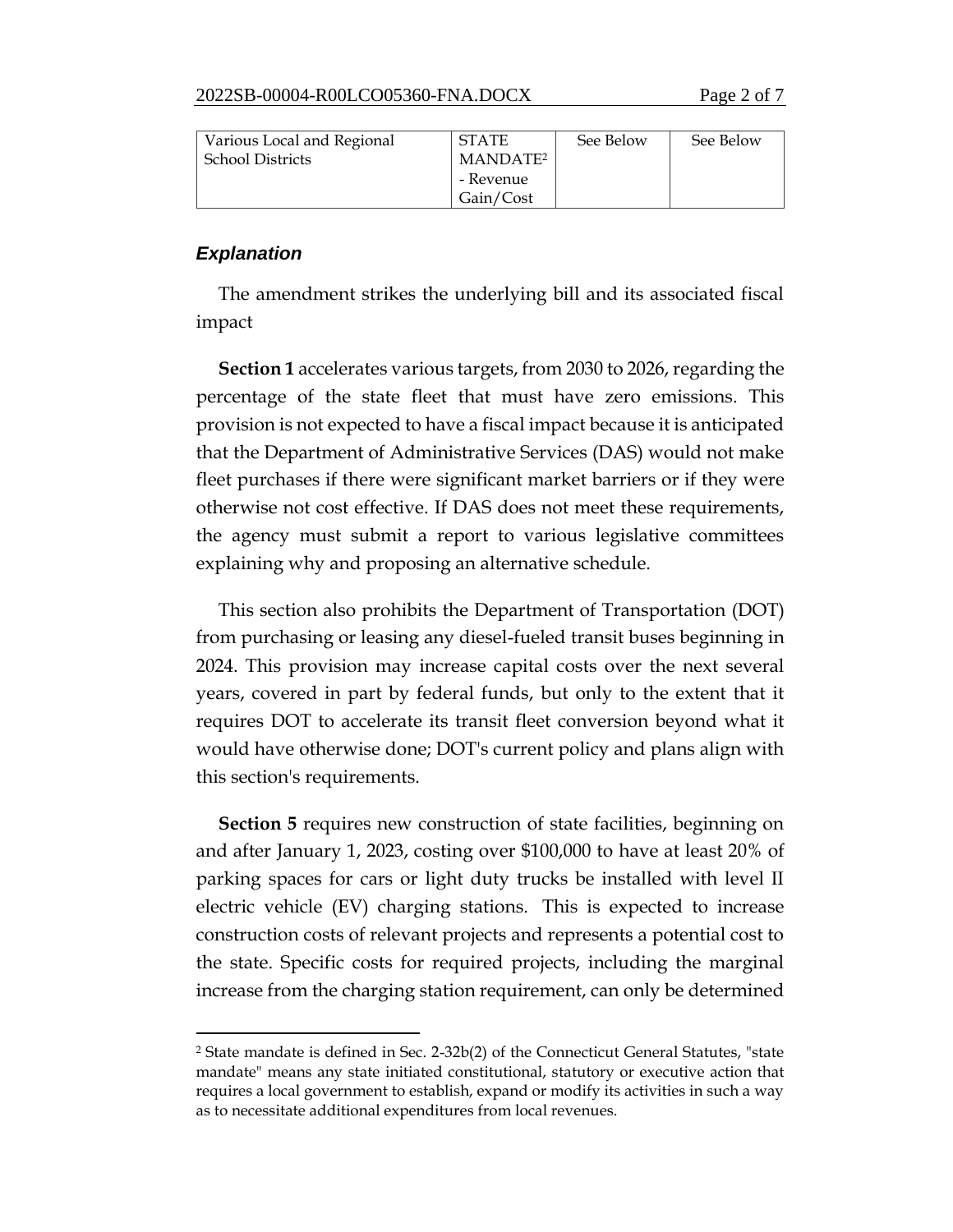| Various Local and Regional School Districts | STATE MANDATE[2] - Revenue Gain/Cost | See Below | See Below |
|---|---|---|---|

### *Explanation*

The amendment strikes the underlying bill and its associated fiscal impact

**Section 1** accelerates various targets, from 2030 to 2026, regarding the percentage of the state fleet that must have zero emissions. This provision is not expected to have a fiscal impact because it is anticipated that the Department of Administrative Services (DAS) would not make fleet purchases if there were significant market barriers or if they were otherwise not cost effective. If DAS does not meet these requirements, the agency must submit a report to various legislative committees explaining why and proposing an alternative schedule.

This section also prohibits the Department of Transportation (DOT) from purchasing or leasing any diesel-fueled transit buses beginning in 2024. This provision may increase capital costs over the next several years, covered in part by federal funds, but only to the extent that it requires DOT to accelerate its transit fleet conversion beyond what it would have otherwise done; DOT's current policy and plans align with this section's requirements.

**Section 5** requires new construction of state facilities, beginning on and after January 1, 2023, costing over $100,000 to have at least 20% of parking spaces for cars or light duty trucks be installed with level II electric vehicle (EV) charging stations. This is expected to increase construction costs of relevant projects and represents a potential cost to the state. Specific costs for required projects, including the marginal increase from the charging station requirement, can only be determined

[2] State mandate is defined in Sec. 2-32b(2) of the Connecticut General Statutes, "state mandate" means any state initiated constitutional, statutory or executive action that requires a local government to establish, expand or modify its activities in such a way as to necessitate additional expenditures from local revenues.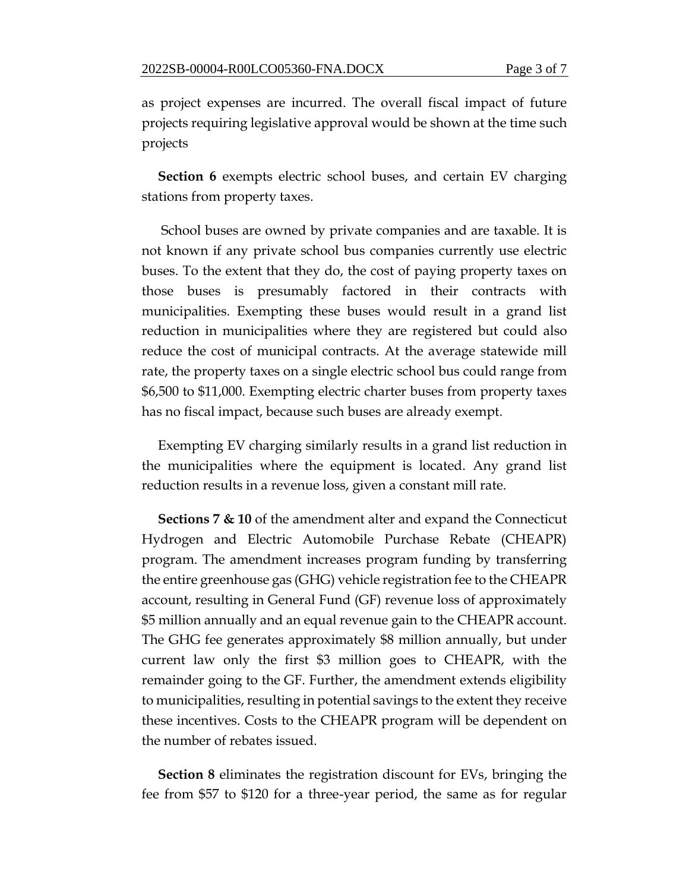as project expenses are incurred. The overall fiscal impact of future projects requiring legislative approval would be shown at the time such projects

**Section 6** exempts electric school buses, and certain EV charging stations from property taxes.

School buses are owned by private companies and are taxable. It is not known if any private school bus companies currently use electric buses. To the extent that they do, the cost of paying property taxes on those buses is presumably factored in their contracts with municipalities. Exempting these buses would result in a grand list reduction in municipalities where they are registered but could also reduce the cost of municipal contracts. At the average statewide mill rate, the property taxes on a single electric school bus could range from $6,500 to $11,000. Exempting electric charter buses from property taxes has no fiscal impact, because such buses are already exempt.

Exempting EV charging similarly results in a grand list reduction in the municipalities where the equipment is located. Any grand list reduction results in a revenue loss, given a constant mill rate.

**Sections 7 & 10** of the amendment alter and expand the Connecticut Hydrogen and Electric Automobile Purchase Rebate (CHEAPR) program. The amendment increases program funding by transferring the entire greenhouse gas (GHG) vehicle registration fee to the CHEAPR account, resulting in General Fund (GF) revenue loss of approximately $5 million annually and an equal revenue gain to the CHEAPR account. The GHG fee generates approximately $8 million annually, but under current law only the first $3 million goes to CHEAPR, with the remainder going to the GF. Further, the amendment extends eligibility to municipalities, resulting in potential savings to the extent they receive these incentives. Costs to the CHEAPR program will be dependent on the number of rebates issued.

**Section 8** eliminates the registration discount for EVs, bringing the fee from $57 to $120 for a three-year period, the same as for regular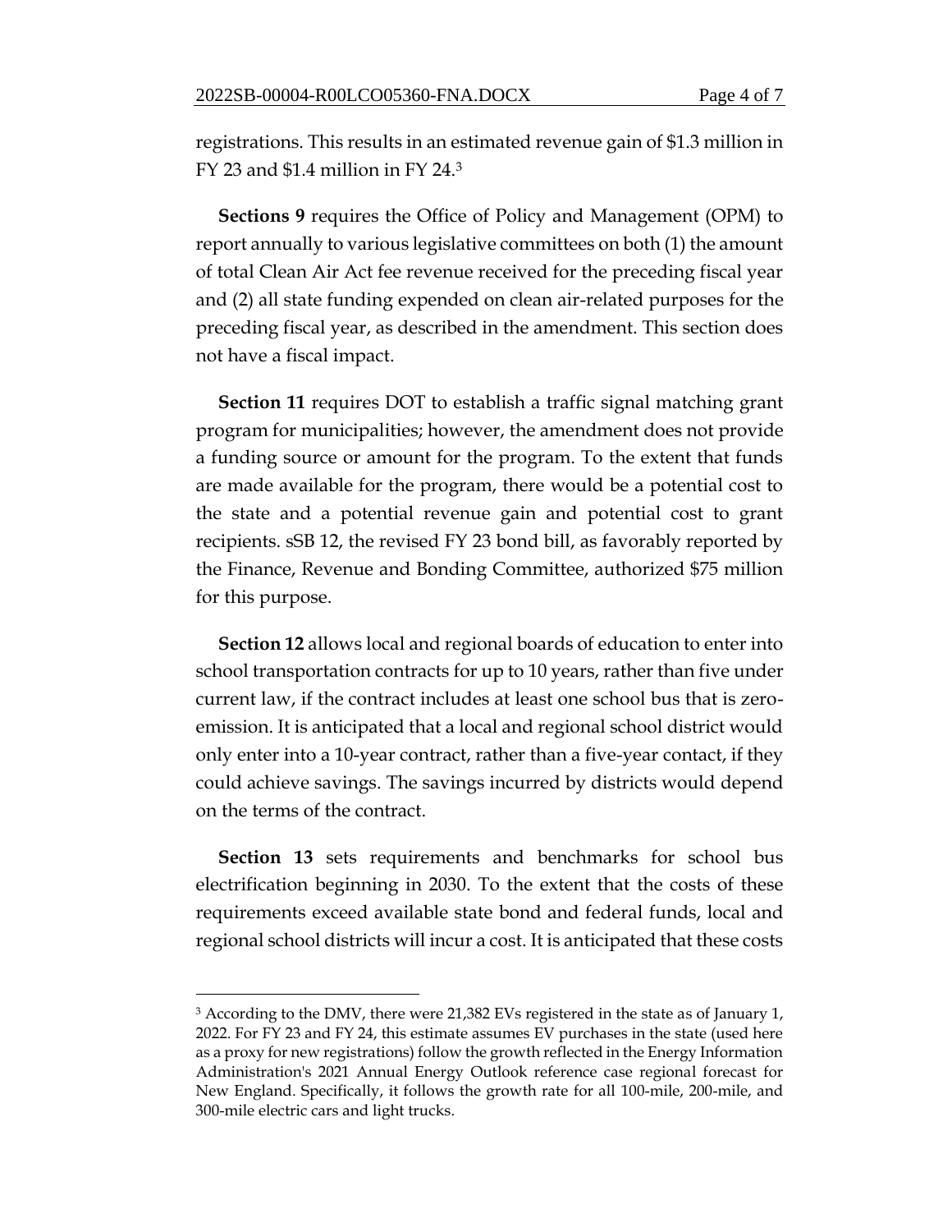registrations. This results in an estimated revenue gain of $1.3 million in FY 23 and $1.4 million in FY 24.[3]

**Sections 9** requires the Office of Policy and Management (OPM) to report annually to various legislative committees on both (1) the amount of total Clean Air Act fee revenue received for the preceding fiscal year and (2) all state funding expended on clean air-related purposes for the preceding fiscal year, as described in the amendment. This section does not have a fiscal impact.

**Section 11** requires DOT to establish a traffic signal matching grant program for municipalities; however, the amendment does not provide a funding source or amount for the program. To the extent that funds are made available for the program, there would be a potential cost to the state and a potential revenue gain and potential cost to grant recipients. sSB 12, the revised FY 23 bond bill, as favorably reported by the Finance, Revenue and Bonding Committee, authorized $75 million for this purpose.

**Section 12** allows local and regional boards of education to enter into school transportation contracts for up to 10 years, rather than five under current law, if the contract includes at least one school bus that is zero-emission. It is anticipated that a local and regional school district would only enter into a 10-year contract, rather than a five-year contact, if they could achieve savings. The savings incurred by districts would depend on the terms of the contract.

**Section 13** sets requirements and benchmarks for school bus electrification beginning in 2030. To the extent that the costs of these requirements exceed available state bond and federal funds, local and regional school districts will incur a cost. It is anticipated that these costs

---

[3] According to the DMV, there were 21,382 EVs registered in the state as of January 1, 2022. For FY 23 and FY 24, this estimate assumes EV purchases in the state (used here as a proxy for new registrations) follow the growth reflected in the Energy Information Administration's 2021 Annual Energy Outlook reference case regional forecast for New England. Specifically, it follows the growth rate for all 100-mile, 200-mile, and 300-mile electric cars and light trucks.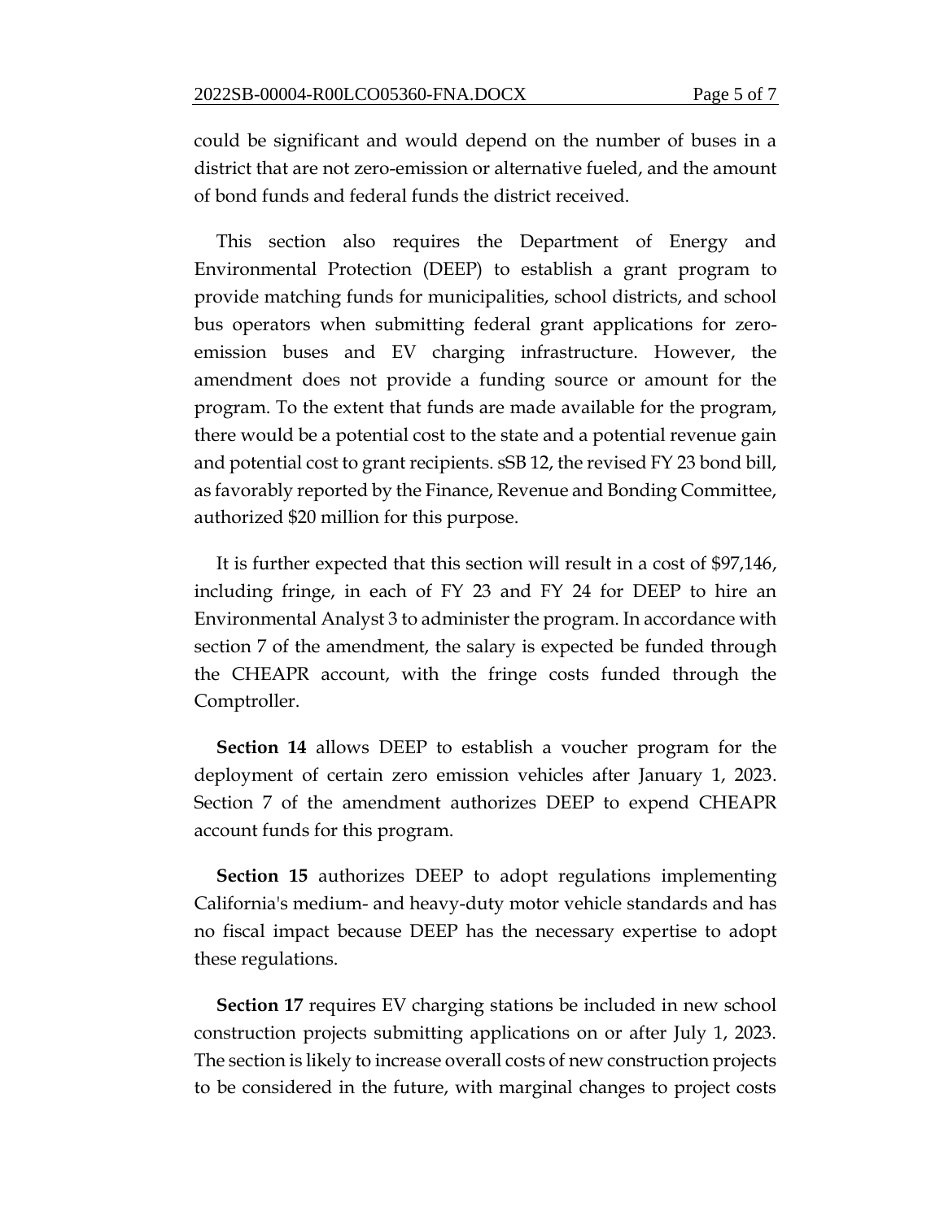could be significant and would depend on the number of buses in a district that are not zero-emission or alternative fueled, and the amount of bond funds and federal funds the district received.

This section also requires the Department of Energy and Environmental Protection (DEEP) to establish a grant program to provide matching funds for municipalities, school districts, and school bus operators when submitting federal grant applications for zero-emission buses and EV charging infrastructure. However, the amendment does not provide a funding source or amount for the program. To the extent that funds are made available for the program, there would be a potential cost to the state and a potential revenue gain and potential cost to grant recipients. sSB 12, the revised FY 23 bond bill, as favorably reported by the Finance, Revenue and Bonding Committee, authorized $20 million for this purpose.

It is further expected that this section will result in a cost of $97,146, including fringe, in each of FY 23 and FY 24 for DEEP to hire an Environmental Analyst 3 to administer the program. In accordance with section 7 of the amendment, the salary is expected be funded through the CHEAPR account, with the fringe costs funded through the Comptroller.

**Section 14** allows DEEP to establish a voucher program for the deployment of certain zero emission vehicles after January 1, 2023. Section 7 of the amendment authorizes DEEP to expend CHEAPR account funds for this program.

**Section 15** authorizes DEEP to adopt regulations implementing California's medium- and heavy-duty motor vehicle standards and has no fiscal impact because DEEP has the necessary expertise to adopt these regulations.

**Section 17** requires EV charging stations be included in new school construction projects submitting applications on or after July 1, 2023. The section is likely to increase overall costs of new construction projects to be considered in the future, with marginal changes to project costs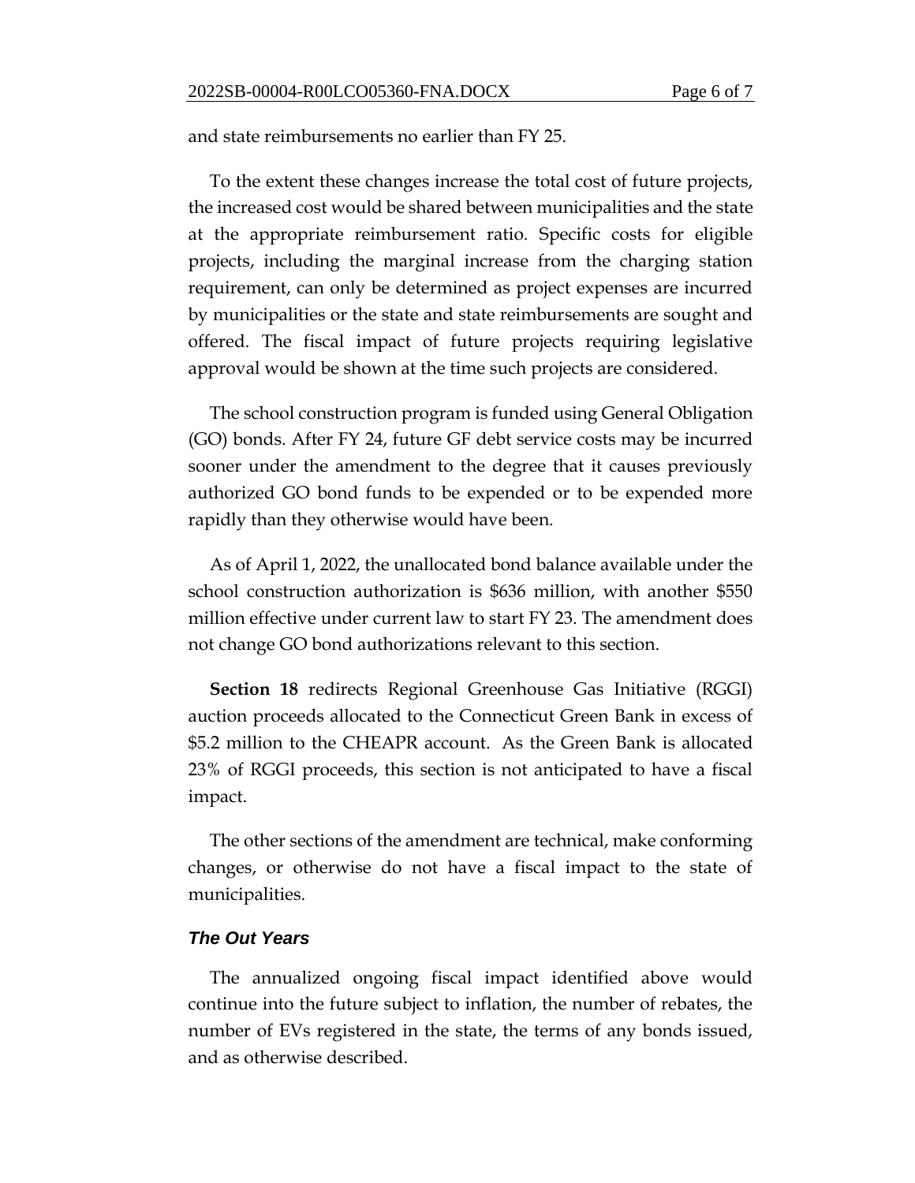and state reimbursements no earlier than FY 25.

To the extent these changes increase the total cost of future projects, the increased cost would be shared between municipalities and the state at the appropriate reimbursement ratio. Specific costs for eligible projects, including the marginal increase from the charging station requirement, can only be determined as project expenses are incurred by municipalities or the state and state reimbursements are sought and offered. The fiscal impact of future projects requiring legislative approval would be shown at the time such projects are considered.

The school construction program is funded using General Obligation (GO) bonds. After FY 24, future GF debt service costs may be incurred sooner under the amendment to the degree that it causes previously authorized GO bond funds to be expended or to be expended more rapidly than they otherwise would have been.

As of April 1, 2022, the unallocated bond balance available under the school construction authorization is $636 million, with another $550 million effective under current law to start FY 23. The amendment does not change GO bond authorizations relevant to this section.

**Section 18** redirects Regional Greenhouse Gas Initiative (RGGI) auction proceeds allocated to the Connecticut Green Bank in excess of $5.2 million to the CHEAPR account. As the Green Bank is allocated 23% of RGGI proceeds, this section is not anticipated to have a fiscal impact.

The other sections of the amendment are technical, make conforming changes, or otherwise do not have a fiscal impact to the state of municipalities.

### *The Out Years*

The annualized ongoing fiscal impact identified above would continue into the future subject to inflation, the number of rebates, the number of EVs registered in the state, the terms of any bonds issued, and as otherwise described.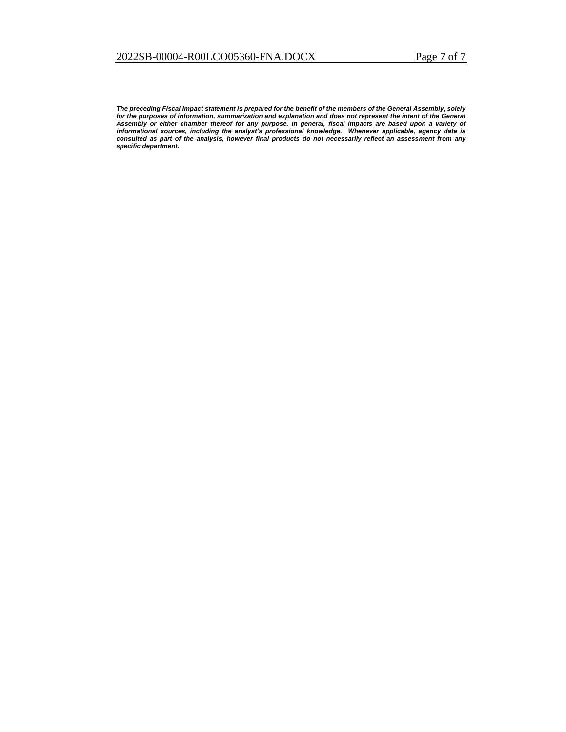***The preceding Fiscal Impact statement is prepared for the benefit of the members of the General Assembly, solely for the purposes of information, summarization and explanation and does not represent the intent of the General Assembly or either chamber thereof for any purpose. In general, fiscal impacts are based upon a variety of informational sources, including the analyst's professional knowledge. Whenever applicable, agency data is consulted as part of the analysis, however final products do not necessarily reflect an assessment from any specific department.***